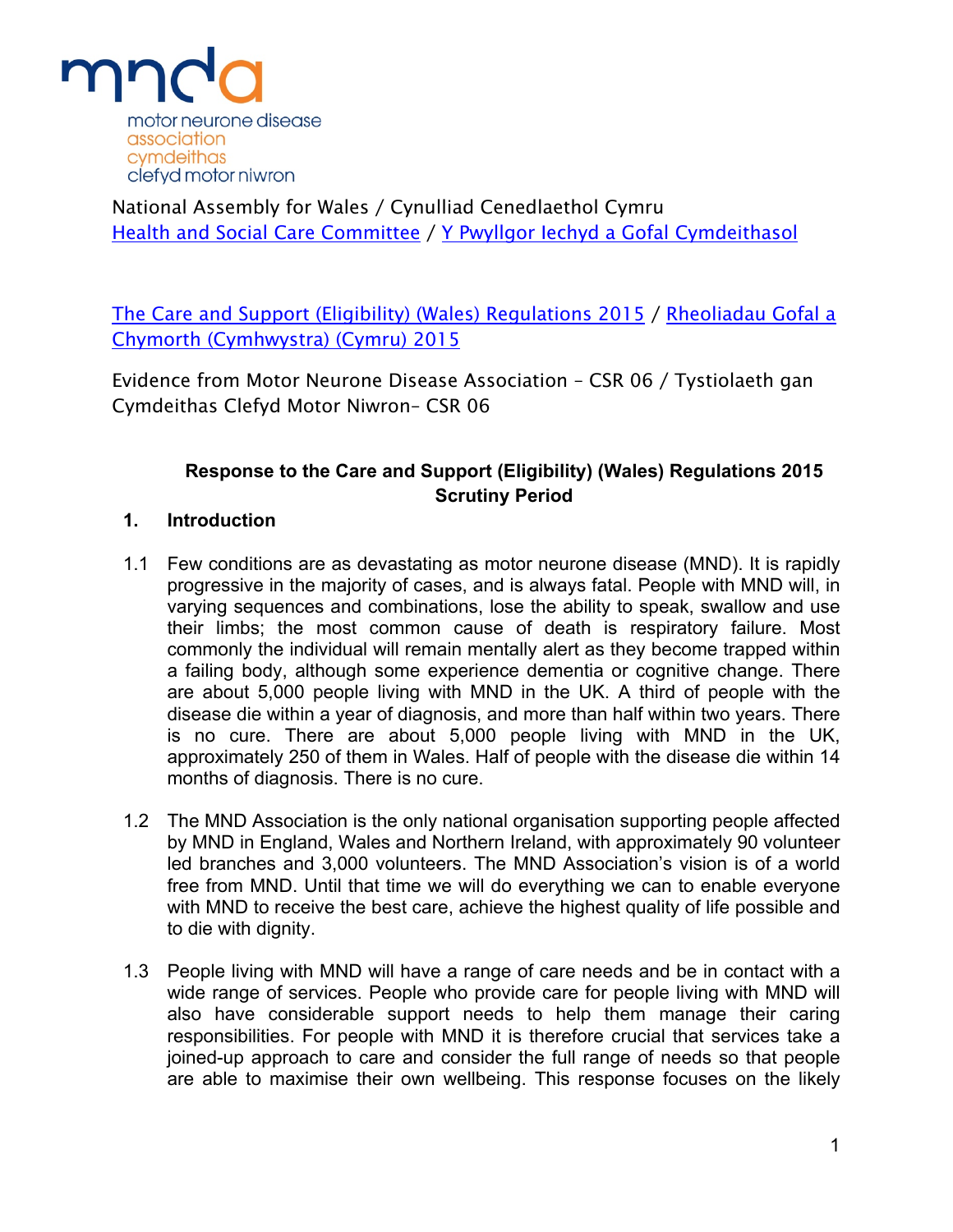mnda
motor neurone disease association
cymdeithas clefyd motor niwron

National Assembly for Wales / Cynulliad Cenedlaethol Cymru
Health and Social Care Committee / Y Pwyllgor Iechyd a Gofal Cymdeithasol

The Care and Support (Eligibility) (Wales) Regulations 2015 / Rheoliadau Gofal a Chymorth (Cymhwystra) (Cymru) 2015

Evidence from Motor Neurone Disease Association – CSR 06 / Tystiolaeth gan Cymdeithas Clefyd Motor Niwron– CSR 06

**Response to the Care and Support (Eligibility) (Wales) Regulations 2015 Scrutiny Period**

## 1. Introduction

1.1 Few conditions are as devastating as motor neurone disease (MND). It is rapidly progressive in the majority of cases, and is always fatal. People with MND will, in varying sequences and combinations, lose the ability to speak, swallow and use their limbs; the most common cause of death is respiratory failure. Most commonly the individual will remain mentally alert as they become trapped within a failing body, although some experience dementia or cognitive change. There are about 5,000 people living with MND in the UK. A third of people with the disease die within a year of diagnosis, and more than half within two years. There is no cure. There are about 5,000 people living with MND in the UK, approximately 250 of them in Wales. Half of people with the disease die within 14 months of diagnosis. There is no cure.

1.2 The MND Association is the only national organisation supporting people affected by MND in England, Wales and Northern Ireland, with approximately 90 volunteer led branches and 3,000 volunteers. The MND Association's vision is of a world free from MND. Until that time we will do everything we can to enable everyone with MND to receive the best care, achieve the highest quality of life possible and to die with dignity.

1.3 People living with MND will have a range of care needs and be in contact with a wide range of services. People who provide care for people living with MND will also have considerable support needs to help them manage their caring responsibilities. For people with MND it is therefore crucial that services take a joined-up approach to care and consider the full range of needs so that people are able to maximise their own wellbeing. This response focuses on the likely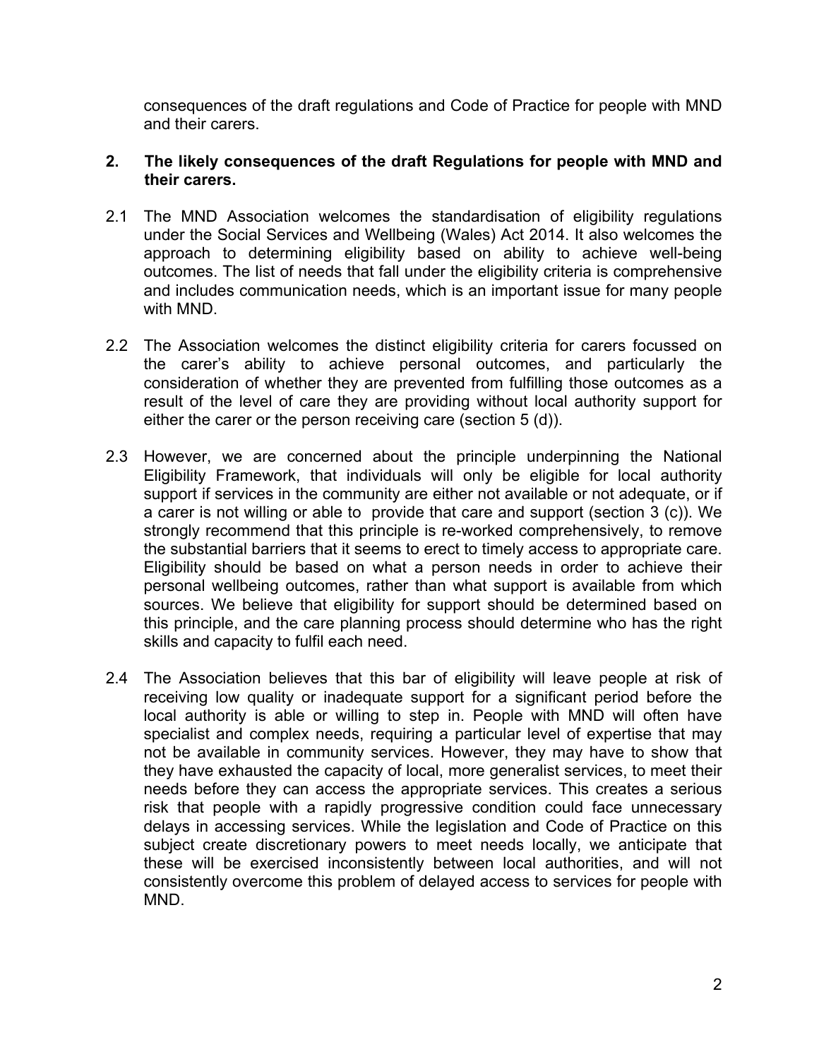consequences of the draft regulations and Code of Practice for people with MND and their carers.

## 2. The likely consequences of the draft Regulations for people with MND and their carers.

2.1 The MND Association welcomes the standardisation of eligibility regulations under the Social Services and Wellbeing (Wales) Act 2014. It also welcomes the approach to determining eligibility based on ability to achieve well-being outcomes. The list of needs that fall under the eligibility criteria is comprehensive and includes communication needs, which is an important issue for many people with MND.

2.2 The Association welcomes the distinct eligibility criteria for carers focussed on the carer's ability to achieve personal outcomes, and particularly the consideration of whether they are prevented from fulfilling those outcomes as a result of the level of care they are providing without local authority support for either the carer or the person receiving care (section 5 (d)).

2.3 However, we are concerned about the principle underpinning the National Eligibility Framework, that individuals will only be eligible for local authority support if services in the community are either not available or not adequate, or if a carer is not willing or able to provide that care and support (section 3 (c)). We strongly recommend that this principle is re-worked comprehensively, to remove the substantial barriers that it seems to erect to timely access to appropriate care. Eligibility should be based on what a person needs in order to achieve their personal wellbeing outcomes, rather than what support is available from which sources. We believe that eligibility for support should be determined based on this principle, and the care planning process should determine who has the right skills and capacity to fulfil each need.

2.4 The Association believes that this bar of eligibility will leave people at risk of receiving low quality or inadequate support for a significant period before the local authority is able or willing to step in. People with MND will often have specialist and complex needs, requiring a particular level of expertise that may not be available in community services. However, they may have to show that they have exhausted the capacity of local, more generalist services, to meet their needs before they can access the appropriate services. This creates a serious risk that people with a rapidly progressive condition could face unnecessary delays in accessing services. While the legislation and Code of Practice on this subject create discretionary powers to meet needs locally, we anticipate that these will be exercised inconsistently between local authorities, and will not consistently overcome this problem of delayed access to services for people with MND.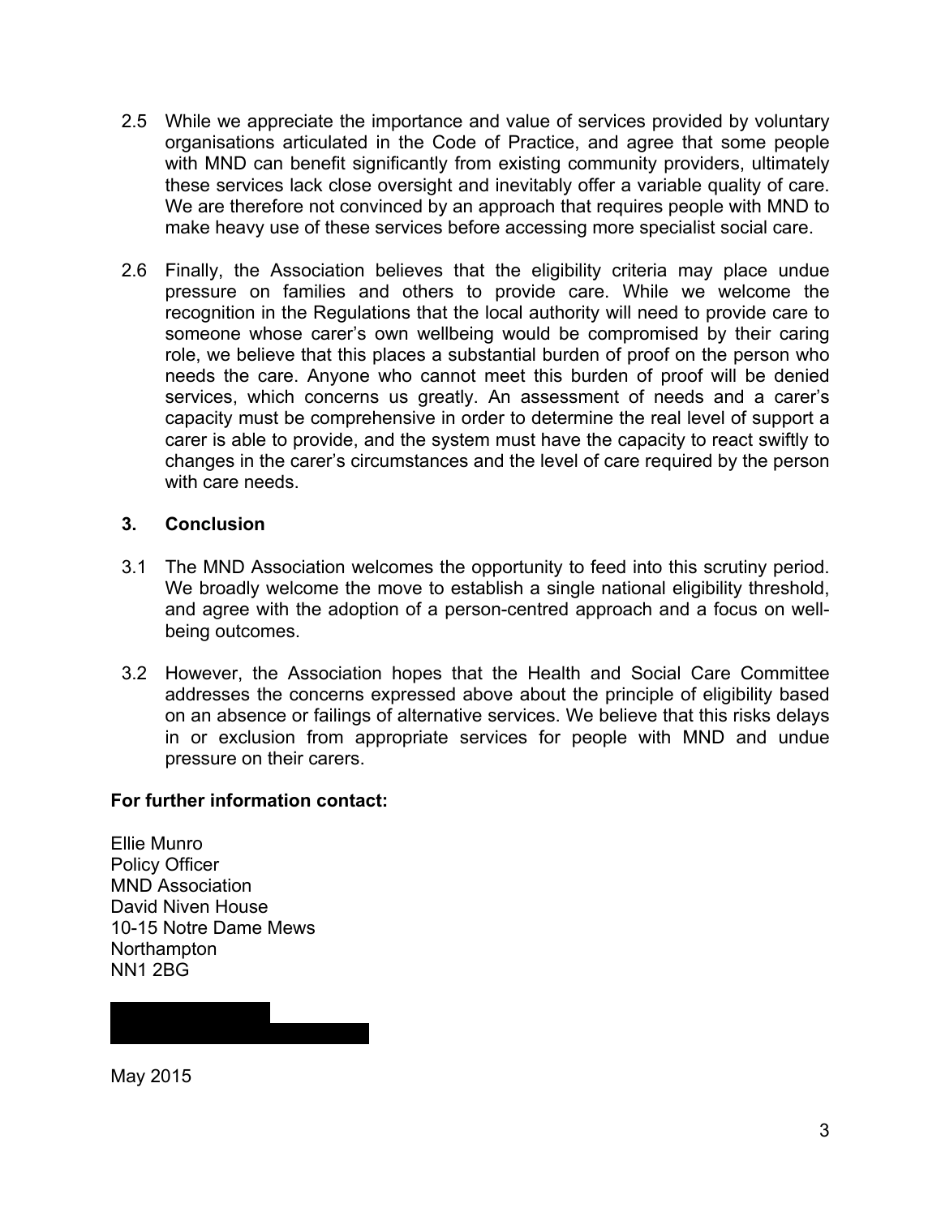2.5 While we appreciate the importance and value of services provided by voluntary organisations articulated in the Code of Practice, and agree that some people with MND can benefit significantly from existing community providers, ultimately these services lack close oversight and inevitably offer a variable quality of care. We are therefore not convinced by an approach that requires people with MND to make heavy use of these services before accessing more specialist social care.

2.6 Finally, the Association believes that the eligibility criteria may place undue pressure on families and others to provide care. While we welcome the recognition in the Regulations that the local authority will need to provide care to someone whose carer's own wellbeing would be compromised by their caring role, we believe that this places a substantial burden of proof on the person who needs the care. Anyone who cannot meet this burden of proof will be denied services, which concerns us greatly. An assessment of needs and a carer's capacity must be comprehensive in order to determine the real level of support a carer is able to provide, and the system must have the capacity to react swiftly to changes in the carer's circumstances and the level of care required by the person with care needs.

## 3. Conclusion

3.1 The MND Association welcomes the opportunity to feed into this scrutiny period. We broadly welcome the move to establish a single national eligibility threshold, and agree with the adoption of a person-centred approach and a focus on well-being outcomes.

3.2 However, the Association hopes that the Health and Social Care Committee addresses the concerns expressed above about the principle of eligibility based on an absence or failings of alternative services. We believe that this risks delays in or exclusion from appropriate services for people with MND and undue pressure on their carers.

**For further information contact:**

Ellie Munro
Policy Officer
MND Association
David Niven House
10-15 Notre Dame Mews
Northampton
NN1 2BG

May 2015